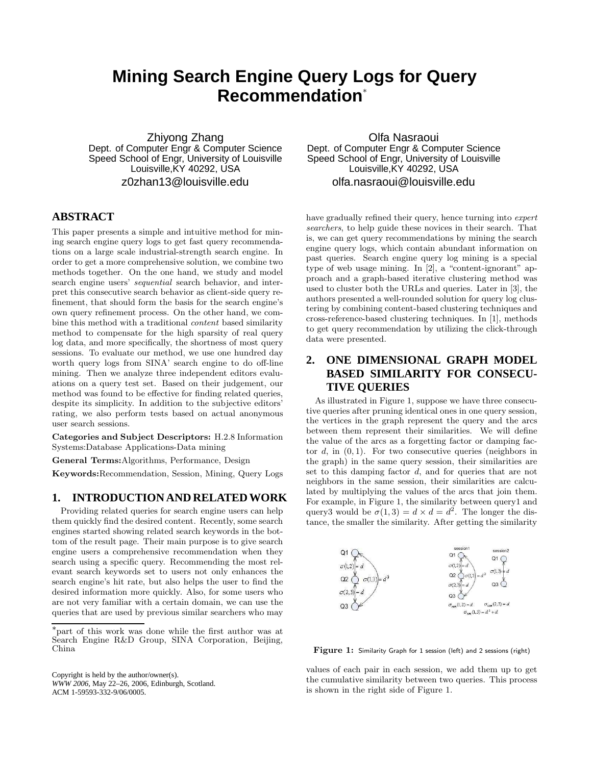# Mining Search Engine Query Logs for Query Recommendation*

Zhiyong Zhang
Dept. of Computer Engr & Computer Science
Speed School of Engr, University of Louisville
Louisville,KY 40292, USA
z0zhan13@louisville.edu

Olfa Nasraoui
Dept. of Computer Engr & Computer Science
Speed School of Engr, University of Louisville
Louisville,KY 40292, USA
olfa.nasraoui@louisville.edu

## ABSTRACT

This paper presents a simple and intuitive method for mining search engine query logs to get fast query recommendations on a large scale industrial-strength search engine. In order to get a more comprehensive solution, we combine two methods together. On the one hand, we study and model search engine users' *sequential* search behavior, and interpret this consecutive search behavior as client-side query refinement, that should form the basis for the search engine's own query refinement process. On the other hand, we combine this method with a traditional *content* based similarity method to compensate for the high sparsity of real query log data, and more specifically, the shortness of most query sessions. To evaluate our method, we use one hundred day worth query logs from SINA' search engine to do off-line mining. Then we analyze three independent editors evaluations on a query test set. Based on their judgement, our method was found to be effective for finding related queries, despite its simplicity. In addition to the subjective editors' rating, we also perform tests based on actual anonymous user search sessions.

**Categories and Subject Descriptors:** H.2.8 Information Systems:Database Applications-Data mining

**General Terms:**Algorithms, Performance, Design

**Keywords:**Recommendation, Session, Mining, Query Logs

## 1. INTRODUCTION AND RELATED WORK

Providing related queries for search engine users can help them quickly find the desired content. Recently, some search engines started showing related search keywords in the bottom of the result page. Their main purpose is to give search engine users a comprehensive recommendation when they search using a specific query. Recommending the most relevant search keywords set to users not only enhances the search engine's hit rate, but also helps the user to find the desired information more quickly. Also, for some users who are not very familiar with a certain domain, we can use the queries that are used by previous similar searchers who may have gradually refined their query, hence turning into *expert searchers*, to help guide these novices in their search. That is, we can get query recommendations by mining the search engine query logs, which contain abundant information on past queries. Search engine query log mining is a special type of web usage mining. In [2], a "content-ignorant" approach and a graph-based iterative clustering method was used to cluster both the URLs and queries. Later in [3], the authors presented a well-rounded solution for query log clustering by combining content-based clustering techniques and cross-reference-based clustering techniques. In [1], methods to get query recommendation by utilizing the click-through data were presented.

*part of this work was done while the first author was at Search Engine R&D Group, SINA Corporation, Beijing, China

Copyright is held by the author/owner(s).
*WWW 2006*, May 22–26, 2006, Edinburgh, Scotland.
ACM 1-59593-332-9/06/0005.

## 2. ONE DIMENSIONAL GRAPH MODEL BASED SIMILARITY FOR CONSECUTIVE QUERIES

As illustrated in Figure 1, suppose we have three consecutive queries after pruning identical ones in one query session, the vertices in the graph represent the query and the arcs between them represent their similarities. We will define the value of the arcs as a forgetting factor or damping factor $d$, in $(0, 1)$. For two consecutive queries (neighbors in the graph) in the same query session, their similarities are set to this damping factor $d$, and for queries that are not neighbors in the same session, their similarities are calculated by multiplying the values of the arcs that join them. For example, in Figure 1, the similarity between query1 and query3 would be $\sigma(1, 3) = d \times d = d^2$. The longer the distance, the smaller the similarity. After getting the similarity values of each pair in each session, we add them up to get the cumulative similarity between two queries. This process is shown in the right side of Figure 1.

**Figure 1:** Similarity Graph for 1 session (left) and 2 sessions (right)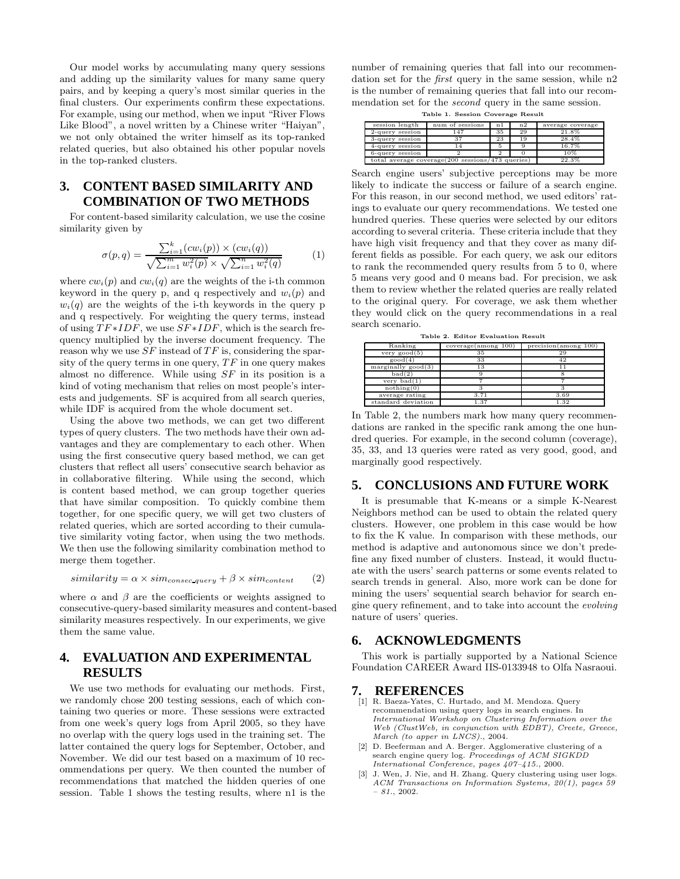Our model works by accumulating many query sessions and adding up the similarity values for many same query pairs, and by keeping a query's most similar queries in the final clusters. Our experiments confirm these expectations. For example, using our method, when we input "River Flows Like Blood", a novel written by a Chinese writer "Haiyan", we not only obtained the writer himself as its top-ranked related queries, but also obtained his other popular novels in the top-ranked clusters.

## 3. CONTENT BASED SIMILARITY AND COMBINATION OF TWO METHODS

For content-based similarity calculation, we use the cosine similarity given by

$$\sigma(p, q) = \frac{\sum_{i=1}^{k}(cw_i(p)) \times (cw_i(q))}{\sqrt{\sum_{i=1}^{m} w_i^2(p)} \times \sqrt{\sum_{i=1}^{n} w_i^2(q)}} \qquad (1)$$

where $cw_i(p)$ and $cw_i(q)$ are the weights of the i-th common keyword in the query p, and q respectively and $w_i(p)$ and $w_i(q)$ are the weights of the i-th keywords in the query p and q respectively. For weighting the query terms, instead of using $TF*IDF$, we use $SF*IDF$, which is the search frequency multiplied by the inverse document frequency. The reason why we use $SF$ instead of $TF$ is, considering the sparsity of the query terms in one query, $TF$ in one query makes almost no difference. While using $SF$ in its position is a kind of voting mechanism that relies on most people's interests and judgements. SF is acquired from all search queries, while IDF is acquired from the whole document set.

Using the above two methods, we can get two different types of query clusters. The two methods have their own advantages and they are complementary to each other. When using the first consecutive query based method, we can get clusters that reflect all users' consecutive search behavior as in collaborative filtering. While using the second, which is content based method, we can group together queries that have similar composition. To quickly combine them together, for one specific query, we will get two clusters of related queries, which are sorted according to their cumulative similarity voting factor, when using the two methods. We then use the following similarity combination method to merge them together.

$$similarity = \alpha \times sim_{consec\_query} + \beta \times sim_{content} \qquad (2)$$

where $\alpha$ and $\beta$ are the coefficients or weights assigned to consecutive-query-based similarity measures and content-based similarity measures respectively. In our experiments, we give them the same value.

## 4. EVALUATION AND EXPERIMENTAL RESULTS

We use two methods for evaluating our methods. First, we randomly chose 200 testing sessions, each of which containing two queries or more. These sessions were extracted from one week's query logs from April 2005, so they have no overlap with the query logs used in the training set. The latter contained the query logs for September, October, and November. We did our test based on a maximum of 10 recommendations per query. We then counted the number of recommendations that matched the hidden queries of one session. Table 1 shows the testing results, where n1 is the number of remaining queries that fall into our recommendation set for the *first* query in the same session, while n2 is the number of remaining queries that fall into our recommendation set for the *second* query in the same session.

**Table 1. Session Coverage Result**

| session length | num of sessions | n1 | n2 | average coverage |
|---|---|---|---|---|
| 2-query session | 147 | 35 | 29 | 21.8% |
| 3-query session | 37 | 23 | 19 | 28.4% |
| 4-query session | 14 | 5 | 9 | 16.7% |
| 6-query session | 2 | 2 | 0 | 10% |
| total average coverage(200 sessions/473 queries) | | | | 22.3% |

Search engine users' subjective perceptions may be more likely to indicate the success or failure of a search engine. For this reason, in our second method, we used editors' ratings to evaluate our query recommendations. We tested one hundred queries. These queries were selected by our editors according to several criteria. These criteria include that they have high visit frequency and that they cover as many different fields as possible. For each query, we ask our editors to rank the recommended query results from 5 to 0, where 5 means very good and 0 means bad. For precision, we ask them to review whether the related queries are really related to the original query. For coverage, we ask them whether they would click on the query recommendations in a real search scenario.

**Table 2. Editor Evaluation Result**

| Ranking | coverage(among 100) | precision(among 100) |
|---|---|---|
| very good(5) | 35 | 29 |
| good(4) | 33 | 42 |
| marginally good(3) | 13 | 11 |
| bad(2) | 9 | 8 |
| very bad(1) | 7 | 7 |
| nothing(0) | 3 | 3 |
| average rating | 3.71 | 3.69 |
| standard deviation | 1.37 | 1.32 |

In Table 2, the numbers mark how many query recommendations are ranked in the specific rank among the one hundred queries. For example, in the second column (coverage), 35, 33, and 13 queries were rated as very good, good, and marginally good respectively.

## 5. CONCLUSIONS AND FUTURE WORK

It is presumable that K-means or a simple K-Nearest Neighbors method can be used to obtain the related query clusters. However, one problem in this case would be how to fix the K value. In comparison with these methods, our method is adaptive and autonomous since we don't predefine any fixed number of clusters. Instead, it would fluctuate with the users' search patterns or some events related to search trends in general. Also, more work can be done for mining the users' sequential search behavior for search engine query refinement, and to take into account the *evolving* nature of users' queries.

## 6. ACKNOWLEDGMENTS

This work is partially supported by a National Science Foundation CAREER Award IIS-0133948 to Olfa Nasraoui.

## 7. REFERENCES

[1] R. Baeza-Yates, C. Hurtado, and M. Mendoza. Query recommendation using query logs in search engines. In *International Workshop on Clustering Information over the Web (ClustWeb, in conjunction with EDBT), Creete, Greece, March (to apper in LNCS).*, 2004.

[2] D. Beeferman and A. Berger. Agglomerative clustering of a search engine query log. *Proceedings of ACM SIGKDD International Conference, pages 407–415.*, 2000.

[3] J. Wen, J. Nie, and H. Zhang. Query clustering using user logs. *ACM Transactions on Information Systems, 20(1), pages 59 – 81.*, 2002.